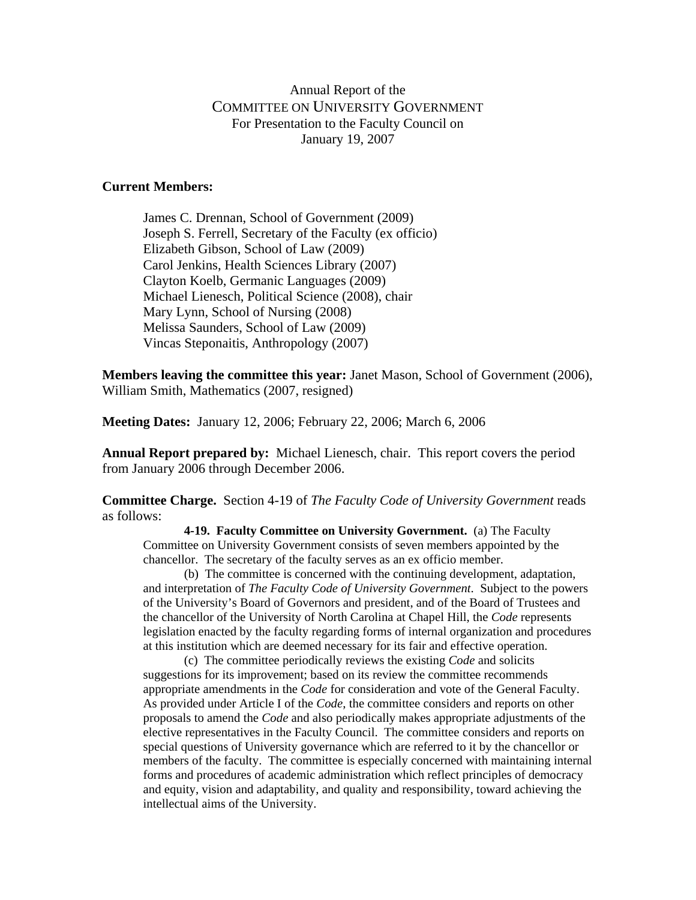Annual Report of the
COMMITTEE ON UNIVERSITY GOVERNMENT
For Presentation to the Faculty Council on
January 19, 2007

**Current Members:**

James C. Drennan, School of Government (2009)
Joseph S. Ferrell, Secretary of the Faculty (ex officio)
Elizabeth Gibson, School of Law (2009)
Carol Jenkins, Health Sciences Library (2007)
Clayton Koelb, Germanic Languages (2009)
Michael Lienesch, Political Science (2008), chair
Mary Lynn, School of Nursing (2008)
Melissa Saunders, School of Law (2009)
Vincas Steponaitis, Anthropology (2007)

**Members leaving the committee this year:** Janet Mason, School of Government (2006), William Smith, Mathematics (2007, resigned)

**Meeting Dates:** January 12, 2006; February 22, 2006; March 6, 2006

**Annual Report prepared by:** Michael Lienesch, chair. This report covers the period from January 2006 through December 2006.

**Committee Charge.** Section 4-19 of *The Faculty Code of University Government* reads as follows:

> **4-19. Faculty Committee on University Government.** (a) The Faculty Committee on University Government consists of seven members appointed by the chancellor. The secretary of the faculty serves as an ex officio member.
>
> (b) The committee is concerned with the continuing development, adaptation, and interpretation of *The Faculty Code of University Government*. Subject to the powers of the University's Board of Governors and president, and of the Board of Trustees and the chancellor of the University of North Carolina at Chapel Hill, the *Code* represents legislation enacted by the faculty regarding forms of internal organization and procedures at this institution which are deemed necessary for its fair and effective operation.
>
> (c) The committee periodically reviews the existing *Code* and solicits suggestions for its improvement; based on its review the committee recommends appropriate amendments in the *Code* for consideration and vote of the General Faculty. As provided under Article I of the *Code*, the committee considers and reports on other proposals to amend the *Code* and also periodically makes appropriate adjustments of the elective representatives in the Faculty Council. The committee considers and reports on special questions of University governance which are referred to it by the chancellor or members of the faculty. The committee is especially concerned with maintaining internal forms and procedures of academic administration which reflect principles of democracy and equity, vision and adaptability, and quality and responsibility, toward achieving the intellectual aims of the University.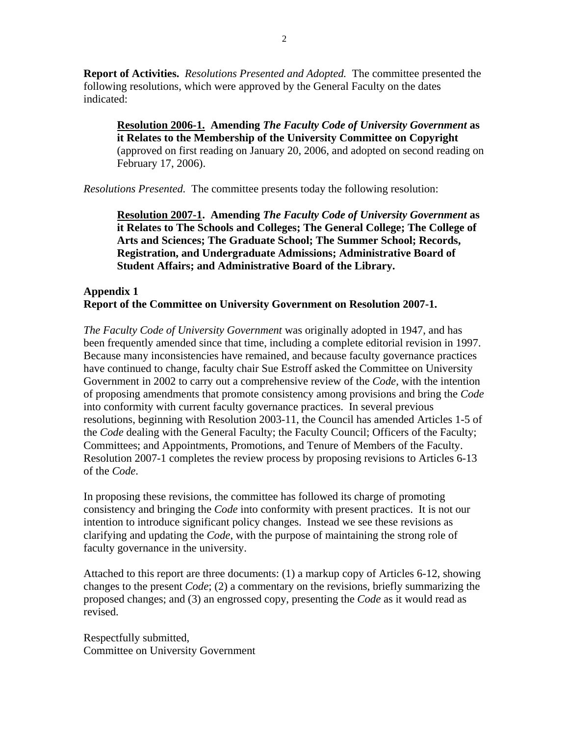**Report of Activities.** *Resolutions Presented and Adopted.* The committee presented the following resolutions, which were approved by the General Faculty on the dates indicated:

> **Resolution 2006-1. Amending *The Faculty Code of University Government* as it Relates to the Membership of the University Committee on Copyright** (approved on first reading on January 20, 2006, and adopted on second reading on February 17, 2006).

*Resolutions Presented.* The committee presents today the following resolution:

> **Resolution 2007-1. Amending *The Faculty Code of University Government* as it Relates to The Schools and Colleges; The General College; The College of Arts and Sciences; The Graduate School; The Summer School; Records, Registration, and Undergraduate Admissions; Administrative Board of Student Affairs; and Administrative Board of the Library.**

**Appendix 1**
**Report of the Committee on University Government on Resolution 2007-1.**

*The Faculty Code of University Government* was originally adopted in 1947, and has been frequently amended since that time, including a complete editorial revision in 1997. Because many inconsistencies have remained, and because faculty governance practices have continued to change, faculty chair Sue Estroff asked the Committee on University Government in 2002 to carry out a comprehensive review of the *Code*, with the intention of proposing amendments that promote consistency among provisions and bring the *Code* into conformity with current faculty governance practices. In several previous resolutions, beginning with Resolution 2003-11, the Council has amended Articles 1-5 of the *Code* dealing with the General Faculty; the Faculty Council; Officers of the Faculty; Committees; and Appointments, Promotions, and Tenure of Members of the Faculty. Resolution 2007-1 completes the review process by proposing revisions to Articles 6-13 of the *Code*.

In proposing these revisions, the committee has followed its charge of promoting consistency and bringing the *Code* into conformity with present practices. It is not our intention to introduce significant policy changes. Instead we see these revisions as clarifying and updating the *Code*, with the purpose of maintaining the strong role of faculty governance in the university.

Attached to this report are three documents: (1) a markup copy of Articles 6-12, showing changes to the present *Code*; (2) a commentary on the revisions, briefly summarizing the proposed changes; and (3) an engrossed copy, presenting the *Code* as it would read as revised.

Respectfully submitted,
Committee on University Government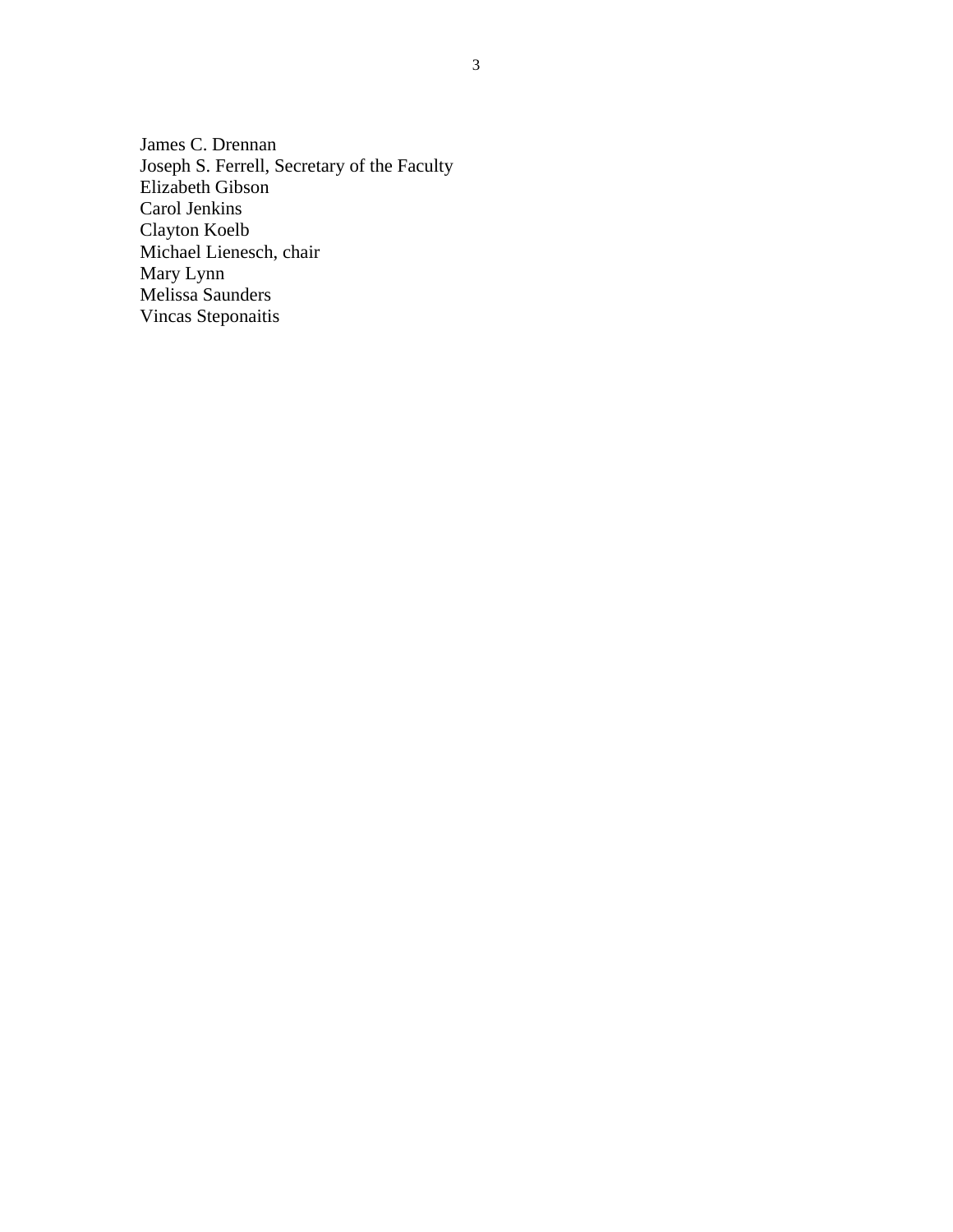James C. Drennan  
Joseph S. Ferrell, Secretary of the Faculty  
Elizabeth Gibson  
Carol Jenkins  
Clayton Koelb  
Michael Lienesch, chair  
Mary Lynn  
Melissa Saunders  
Vincas Steponaitis